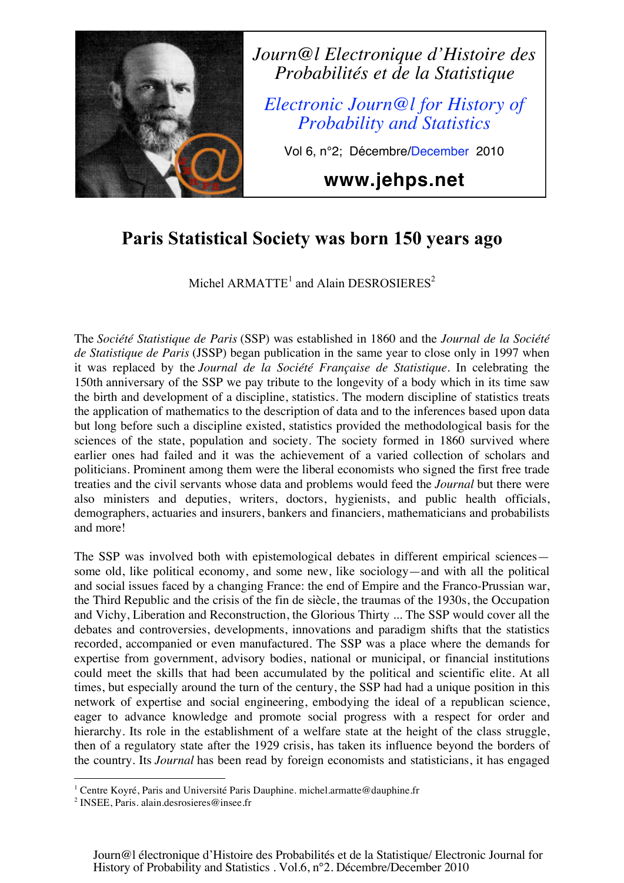Journ@l Electronique d'Histoire des Probabilités et de la Statistique

Electronic Journ@l for History of Probability and Statistics

Vol 6, n°2; Décembre/December 2010

www.jehps.net

# Paris Statistical Society was born 150 years ago

Michel ARMATTE[1] and Alain DESROSIERES[2]

The *Société Statistique de Paris* (SSP) was established in 1860 and the *Journal de la Société de Statistique de Paris* (JSSP) began publication in the same year to close only in 1997 when it was replaced by the *Journal de la Société Française de Statistique*. In celebrating the 150th anniversary of the SSP we pay tribute to the longevity of a body which in its time saw the birth and development of a discipline, statistics. The modern discipline of statistics treats the application of mathematics to the description of data and to the inferences based upon data but long before such a discipline existed, statistics provided the methodological basis for the sciences of the state, population and society. The society formed in 1860 survived where earlier ones had failed and it was the achievement of a varied collection of scholars and politicians. Prominent among them were the liberal economists who signed the first free trade treaties and the civil servants whose data and problems would feed the *Journal* but there were also ministers and deputies, writers, doctors, hygienists, and public health officials, demographers, actuaries and insurers, bankers and financiers, mathematicians and probabilists and more!

The SSP was involved both with epistemological debates in different empirical sciences—some old, like political economy, and some new, like sociology—and with all the political and social issues faced by a changing France: the end of Empire and the Franco-Prussian war, the Third Republic and the crisis of the fin de siècle, the traumas of the 1930s, the Occupation and Vichy, Liberation and Reconstruction, the Glorious Thirty ... The SSP would cover all the debates and controversies, developments, innovations and paradigm shifts that the statistics recorded, accompanied or even manufactured. The SSP was a place where the demands for expertise from government, advisory bodies, national or municipal, or financial institutions could meet the skills that had been accumulated by the political and scientific elite. At all times, but especially around the turn of the century, the SSP had had a unique position in this network of expertise and social engineering, embodying the ideal of a republican science, eager to advance knowledge and promote social progress with a respect for order and hierarchy. Its role in the establishment of a welfare state at the height of the class struggle, then of a regulatory state after the 1929 crisis, has taken its influence beyond the borders of the country. Its *Journal* has been read by foreign economists and statisticians, it has engaged

---

[1] Centre Koyré, Paris and Université Paris Dauphine. michel.armatte@dauphine.fr

[2] INSEE, Paris. alain.desrosieres@insee.fr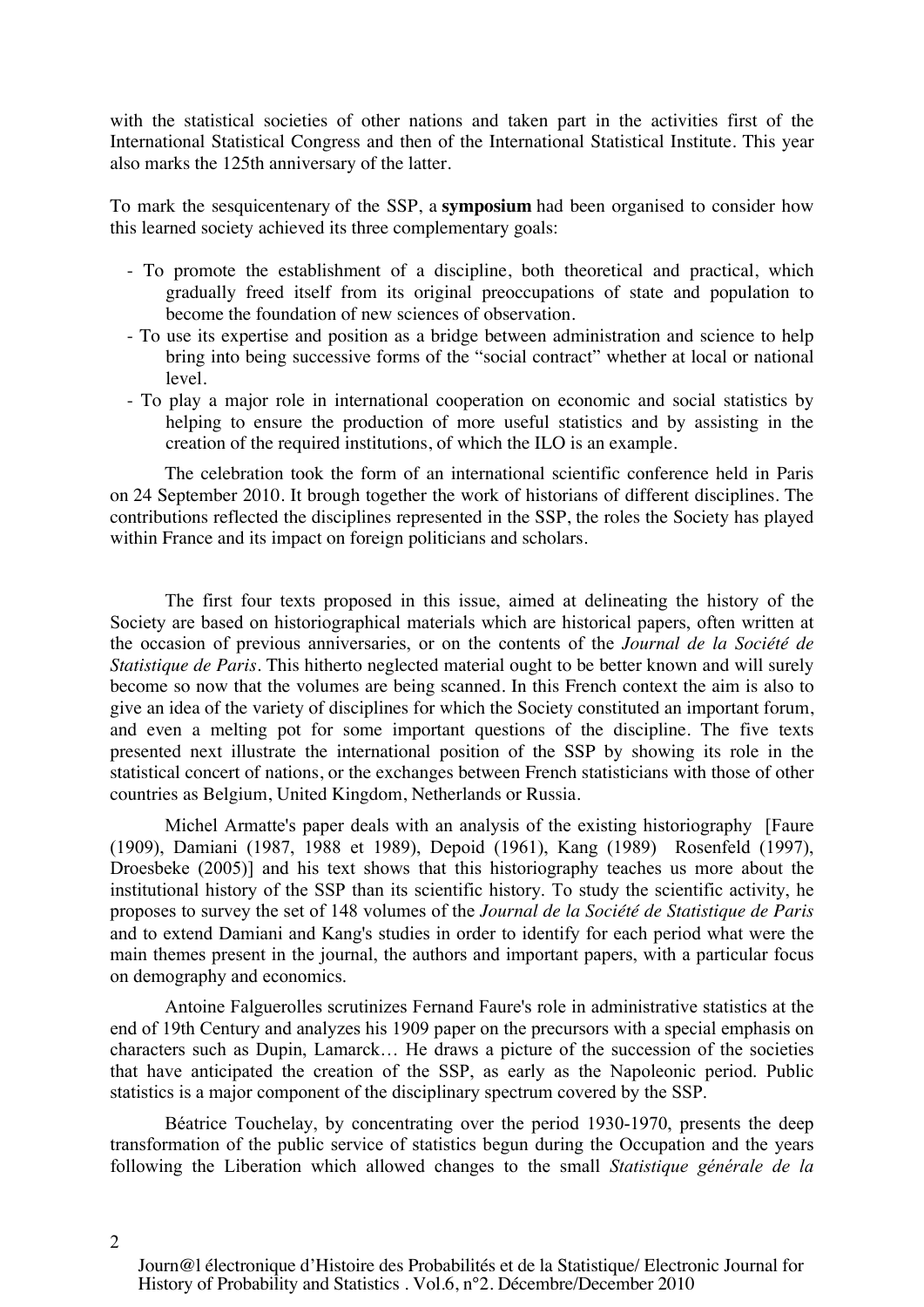with the statistical societies of other nations and taken part in the activities first of the International Statistical Congress and then of the International Statistical Institute. This year also marks the 125th anniversary of the latter.

To mark the sesquicentenary of the SSP, a **symposium** had been organised to consider how this learned society achieved its three complementary goals:

- To promote the establishment of a discipline, both theoretical and practical, which gradually freed itself from its original preoccupations of state and population to become the foundation of new sciences of observation.
- To use its expertise and position as a bridge between administration and science to help bring into being successive forms of the "social contract" whether at local or national level.
- To play a major role in international cooperation on economic and social statistics by helping to ensure the production of more useful statistics and by assisting in the creation of the required institutions, of which the ILO is an example.

The celebration took the form of an international scientific conference held in Paris on 24 September 2010. It brough together the work of historians of different disciplines. The contributions reflected the disciplines represented in the SSP, the roles the Society has played within France and its impact on foreign politicians and scholars.

The first four texts proposed in this issue, aimed at delineating the history of the Society are based on historiographical materials which are historical papers, often written at the occasion of previous anniversaries, or on the contents of the *Journal de la Société de Statistique de Paris*. This hitherto neglected material ought to be better known and will surely become so now that the volumes are being scanned. In this French context the aim is also to give an idea of the variety of disciplines for which the Society constituted an important forum, and even a melting pot for some important questions of the discipline. The five texts presented next illustrate the international position of the SSP by showing its role in the statistical concert of nations, or the exchanges between French statisticians with those of other countries as Belgium, United Kingdom, Netherlands or Russia.

Michel Armatte's paper deals with an analysis of the existing historiography [Faure (1909), Damiani (1987, 1988 et 1989), Depoid (1961), Kang (1989) Rosenfeld (1997), Droesbeke (2005)] and his text shows that this historiography teaches us more about the institutional history of the SSP than its scientific history. To study the scientific activity, he proposes to survey the set of 148 volumes of the *Journal de la Société de Statistique de Paris* and to extend Damiani and Kang's studies in order to identify for each period what were the main themes present in the journal, the authors and important papers, with a particular focus on demography and economics.

Antoine Falguerolles scrutinizes Fernand Faure's role in administrative statistics at the end of 19th Century and analyzes his 1909 paper on the precursors with a special emphasis on characters such as Dupin, Lamarck… He draws a picture of the succession of the societies that have anticipated the creation of the SSP, as early as the Napoleonic period. Public statistics is a major component of the disciplinary spectrum covered by the SSP.

Béatrice Touchelay, by concentrating over the period 1930-1970, presents the deep transformation of the public service of statistics begun during the Occupation and the years following the Liberation which allowed changes to the small *Statistique générale de la*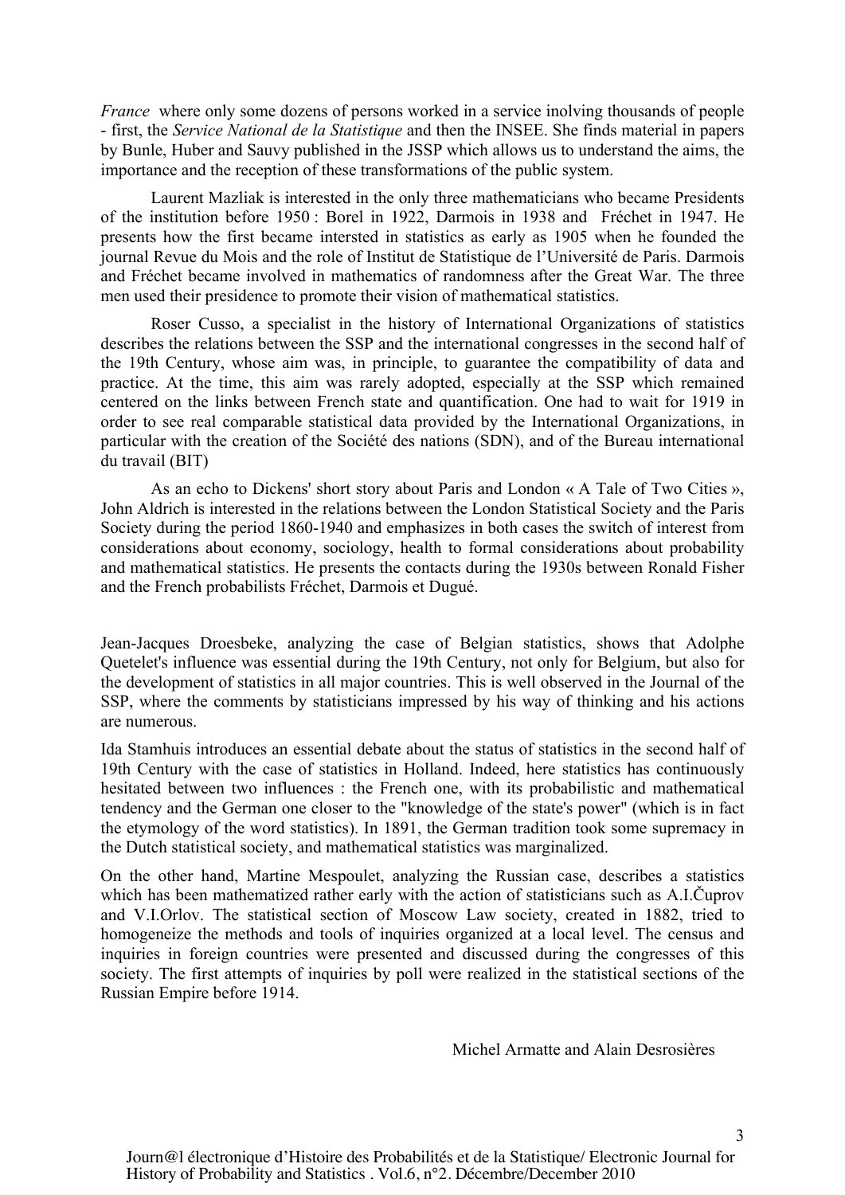*France* where only some dozens of persons worked in a service inolving thousands of people - first, the *Service National de la Statistique* and then the INSEE. She finds material in papers by Bunle, Huber and Sauvy published in the JSSP which allows us to understand the aims, the importance and the reception of these transformations of the public system.

Laurent Mazliak is interested in the only three mathematicians who became Presidents of the institution before 1950 : Borel in 1922, Darmois in 1938 and Fréchet in 1947. He presents how the first became intersted in statistics as early as 1905 when he founded the journal Revue du Mois and the role of Institut de Statistique de l'Université de Paris. Darmois and Fréchet became involved in mathematics of randomness after the Great War. The three men used their presidence to promote their vision of mathematical statistics.

Roser Cusso, a specialist in the history of International Organizations of statistics describes the relations between the SSP and the international congresses in the second half of the 19th Century, whose aim was, in principle, to guarantee the compatibility of data and practice. At the time, this aim was rarely adopted, especially at the SSP which remained centered on the links between French state and quantification. One had to wait for 1919 in order to see real comparable statistical data provided by the International Organizations, in particular with the creation of the Société des nations (SDN), and of the Bureau international du travail (BIT)

As an echo to Dickens' short story about Paris and London « A Tale of Two Cities », John Aldrich is interested in the relations between the London Statistical Society and the Paris Society during the period 1860-1940 and emphasizes in both cases the switch of interest from considerations about economy, sociology, health to formal considerations about probability and mathematical statistics. He presents the contacts during the 1930s between Ronald Fisher and the French probabilists Fréchet, Darmois et Dugué.

Jean-Jacques Droesbeke, analyzing the case of Belgian statistics, shows that Adolphe Quetelet's influence was essential during the 19th Century, not only for Belgium, but also for the development of statistics in all major countries. This is well observed in the Journal of the SSP, where the comments by statisticians impressed by his way of thinking and his actions are numerous.

Ida Stamhuis introduces an essential debate about the status of statistics in the second half of 19th Century with the case of statistics in Holland. Indeed, here statistics has continuously hesitated between two influences : the French one, with its probabilistic and mathematical tendency and the German one closer to the "knowledge of the state's power" (which is in fact the etymology of the word statistics). In 1891, the German tradition took some supremacy in the Dutch statistical society, and mathematical statistics was marginalized.

On the other hand, Martine Mespoulet, analyzing the Russian case, describes a statistics which has been mathematized rather early with the action of statisticians such as A.I.Čuprov and V.I.Orlov. The statistical section of Moscow Law society, created in 1882, tried to homogeneize the methods and tools of inquiries organized at a local level. The census and inquiries in foreign countries were presented and discussed during the congresses of this society. The first attempts of inquiries by poll were realized in the statistical sections of the Russian Empire before 1914.

Michel Armatte and Alain Desrosières